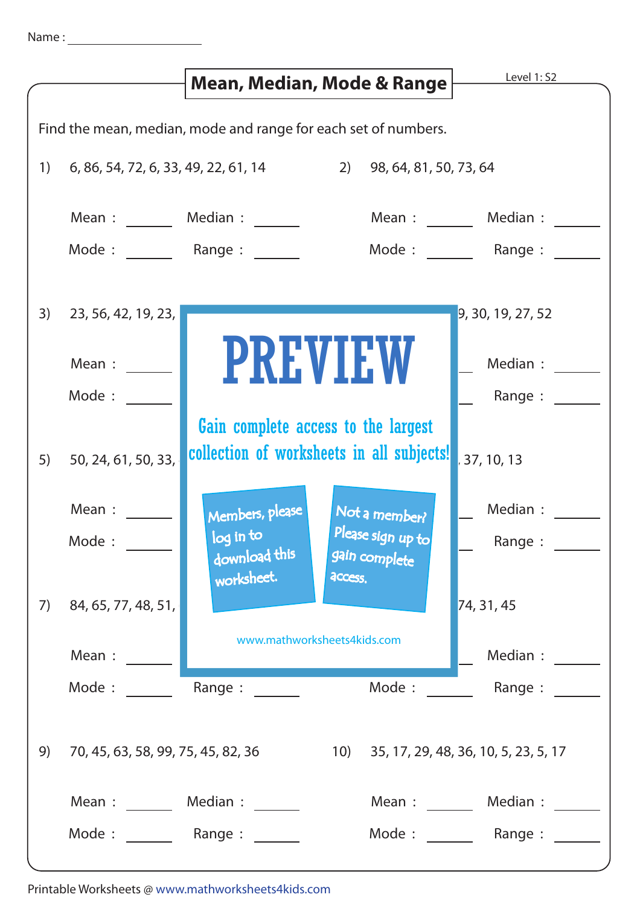Name : ____________________

# Mean, Median, Mode & Range

Level 1: S2

Find the mean, median, mode and range for each set of numbers.

1) 6, 86, 54, 72, 6, 33, 49, 22, 61, 14

Mean : ______ Median : ______

Mode : ______ Range : ______

2) 98, 64, 81, 50, 73, 64

Mean : ______ Median : ______

Mode : ______ Range : ______

3) 23, 56, 42, 19, 23,

Mean : ______

Mode : ______

9, 30, 19, 27, 52

Median : ______

Range : ______

PREVIEW

Gain complete access to the largest collection of worksheets in all subjects!

Members, please log in to download this worksheet.

Not a member? Please sign up to gain complete access.

www.mathworksheets4kids.com

5) 50, 24, 61, 50, 33,

Mean : ______

Mode : ______

, 37, 10, 13

Median : ______

Range : ______

7) 84, 65, 77, 48, 51,

Mean : ______

Mode : ______ Range : ______

74, 31, 45

Median : ______

Mode : ______ Range : ______

9) 70, 45, 63, 58, 99, 75, 45, 82, 36

Mean : ______ Median : ______

Mode : ______ Range : ______

10) 35, 17, 29, 48, 36, 10, 5, 23, 5, 17

Mean : ______ Median : ______

Mode : ______ Range : ______

Printable Worksheets @ www.mathworksheets4kids.com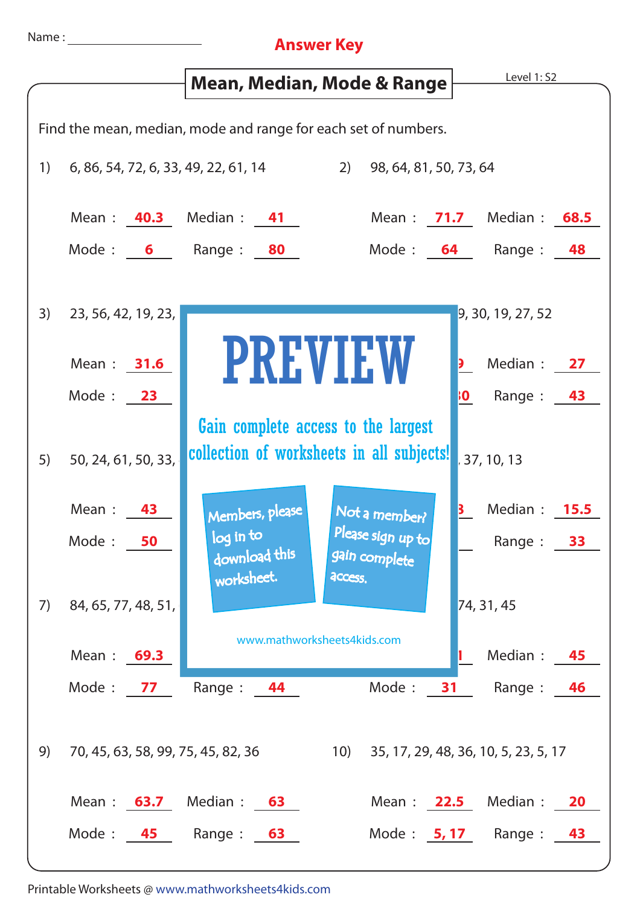Name : ____________________

**Answer Key**

# Mean, Median, Mode & Range

Level 1: S2

Find the mean, median, mode and range for each set of numbers.

1) 6, 86, 54, 72, 6, 33, 49, 22, 61, 14

Mean : **40.3** Median : **41**

Mode : **6** Range : **80**

2) 98, 64, 81, 50, 73, 64

Mean : **71.7** Median : **68.5**

Mode : **64** Range : **48**

3) 23, 56, 42, 19, 23,

Mean : **31.6**

Mode : **23**

4) 9, 30, 19, 27, 52

Median : **27**

Range : **43**

PREVIEW

Gain complete access to the largest collection of worksheets in all subjects!

Members, please log in to download this worksheet.

Not a member? Please sign up to gain complete access.

www.mathworksheets4kids.com

5) 50, 24, 61, 50, 33,

Mean : **43**

Mode : **50**

6) , 37, 10, 13

Median : **15.5**

Range : **33**

7) 84, 65, 77, 48, 51,

Mean : **69.3**

Mode : **77** Range : **44**

8) 74, 31, 45

Median : **45**

Mode : **31** Range : **46**

9) 70, 45, 63, 58, 99, 75, 45, 82, 36

Mean : **63.7** Median : **63**

Mode : **45** Range : **63**

10) 35, 17, 29, 48, 36, 10, 5, 23, 5, 17

Mean : **22.5** Median : **20**

Mode : **5, 17** Range : **43**

Printable Worksheets @ www.mathworksheets4kids.com